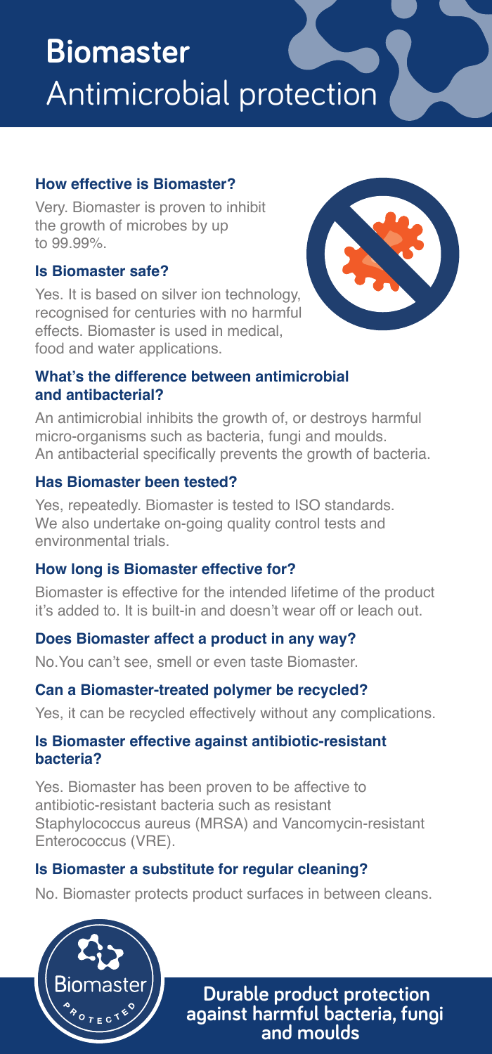# Biomaster
## Antimicrobial protection

### How effective is Biomaster?

Very. Biomaster is proven to inhibit the growth of microbes by up to 99.99%.

### Is Biomaster safe?

Yes. It is based on silver ion technology, recognised for centuries with no harmful effects. Biomaster is used in medical, food and water applications.

### What's the difference between antimicrobial and antibacterial?

An antimicrobial inhibits the growth of, or destroys harmful micro-organisms such as bacteria, fungi and moulds. An antibacterial specifically prevents the growth of bacteria.

### Has Biomaster been tested?

Yes, repeatedly. Biomaster is tested to ISO standards. We also undertake on-going quality control tests and environmental trials.

### How long is Biomaster effective for?

Biomaster is effective for the intended lifetime of the product it's added to. It is built-in and doesn't wear off or leach out.

### Does Biomaster affect a product in any way?

No.You can't see, smell or even taste Biomaster.

### Can a Biomaster-treated polymer be recycled?

Yes, it can be recycled effectively without any complications.

### Is Biomaster effective against antibiotic-resistant bacteria?

Yes. Biomaster has been proven to be affective to antibiotic-resistant bacteria such as resistant Staphylococcus aureus (MRSA) and Vancomycin-resistant Enterococcus (VRE).

### Is Biomaster a substitute for regular cleaning?

No. Biomaster protects product surfaces in between cleans.

Biomaster PROTECTED

**Durable product protection against harmful bacteria, fungi and moulds**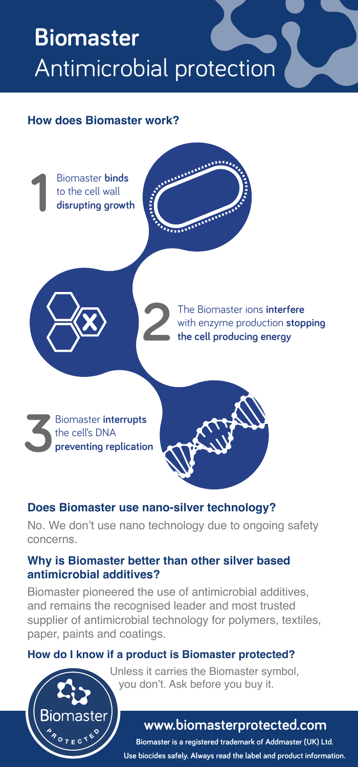# Biomaster
## Antimicrobial protection

### How does Biomaster work?

**1** Biomaster **binds** to the cell wall **disrupting growth**

**2** The Biomaster ions **interfere** with enzyme production **stopping the cell producing energy**

**3** Biomaster **interrupts** the cell's DNA **preventing replication**

### Does Biomaster use nano-silver technology?

No. We don't use nano technology due to ongoing safety concerns.

### Why is Biomaster better than other silver based antimicrobial additives?

Biomaster pioneered the use of antimicrobial additives, and remains the recognised leader and most trusted supplier of antimicrobial technology for polymers, textiles, paper, paints and coatings.

### How do I know if a product is Biomaster protected?

Unless it carries the Biomaster symbol, you don't. Ask before you buy it.

Biomaster PROTECTED

**www.biomasterprotected.com**

Biomaster is a registered trademark of Addmaster (UK) Ltd.
Use biocides safely. Always read the label and product information.